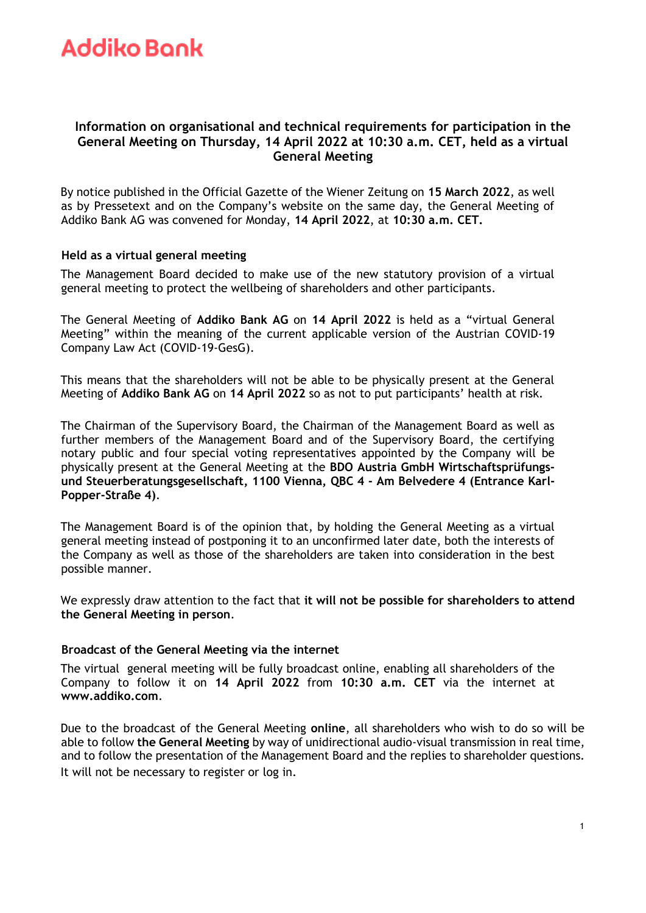Addiko Bank

## Information on organisational and technical requirements for participation in the General Meeting on Thursday, 14 April 2022 at 10:30 a.m. CET, held as a virtual General Meeting

By notice published in the Official Gazette of the Wiener Zeitung on **15 March 2022**, as well as by Pressetext and on the Company's website on the same day, the General Meeting of Addiko Bank AG was convened for Monday, **14 April 2022**, at **10:30 a.m. CET.**

### Held as a virtual general meeting

The Management Board decided to make use of the new statutory provision of a virtual general meeting to protect the wellbeing of shareholders and other participants.

The General Meeting of **Addiko Bank AG** on **14 April 2022** is held as a "virtual General Meeting" within the meaning of the current applicable version of the Austrian COVID-19 Company Law Act (COVID-19-GesG).

This means that the shareholders will not be able to be physically present at the General Meeting of **Addiko Bank AG** on **14 April 2022** so as not to put participants' health at risk.

The Chairman of the Supervisory Board, the Chairman of the Management Board as well as further members of the Management Board and of the Supervisory Board, the certifying notary public and four special voting representatives appointed by the Company will be physically present at the General Meeting at the **BDO Austria GmbH Wirtschaftsprüfungs- und Steuerberatungsgesellschaft, 1100 Vienna, QBC 4 - Am Belvedere 4 (Entrance Karl-Popper-Straße 4)**.

The Management Board is of the opinion that, by holding the General Meeting as a virtual general meeting instead of postponing it to an unconfirmed later date, both the interests of the Company as well as those of the shareholders are taken into consideration in the best possible manner.

We expressly draw attention to the fact that **it will not be possible for shareholders to attend the General Meeting in person**.

### Broadcast of the General Meeting via the internet

The virtual general meeting will be fully broadcast online, enabling all shareholders of the Company to follow it on **14 April 2022** from **10:30 a.m. CET** via the internet at **www.addiko.com**.

Due to the broadcast of the General Meeting **online**, all shareholders who wish to do so will be able to follow **the General Meeting** by way of unidirectional audio-visual transmission in real time, and to follow the presentation of the Management Board and the replies to shareholder questions. It will not be necessary to register or log in.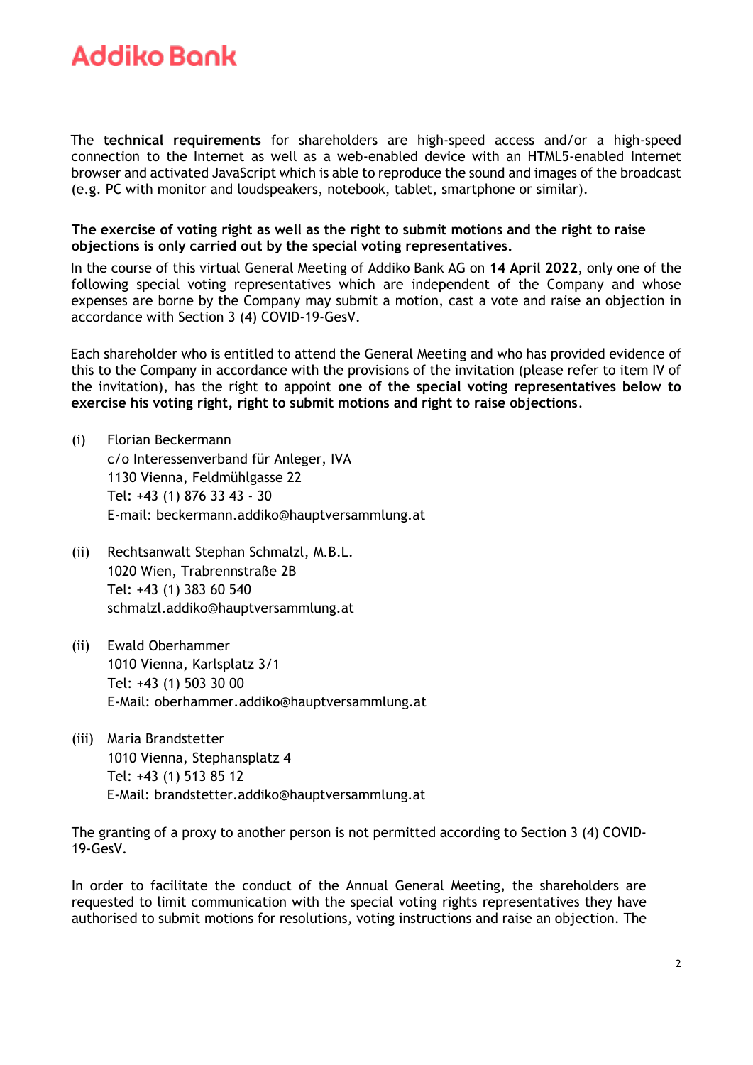The **technical requirements** for shareholders are high-speed access and/or a high-speed connection to the Internet as well as a web-enabled device with an HTML5-enabled Internet browser and activated JavaScript which is able to reproduce the sound and images of the broadcast (e.g. PC with monitor and loudspeakers, notebook, tablet, smartphone or similar).

**The exercise of voting right as well as the right to submit motions and the right to raise objections is only carried out by the special voting representatives.**

In the course of this virtual General Meeting of Addiko Bank AG on **14 April 2022**, only one of the following special voting representatives which are independent of the Company and whose expenses are borne by the Company may submit a motion, cast a vote and raise an objection in accordance with Section 3 (4) COVID-19-GesV.

Each shareholder who is entitled to attend the General Meeting and who has provided evidence of this to the Company in accordance with the provisions of the invitation (please refer to item IV of the invitation), has the right to appoint **one of the special voting representatives below to exercise his voting right, right to submit motions and right to raise objections**.

(i) Florian Beckermann
c/o Interessenverband für Anleger, IVA
1130 Vienna, Feldmühlgasse 22
Tel: +43 (1) 876 33 43 - 30
E-mail: beckermann.addiko@hauptversammlung.at

(ii) Rechtsanwalt Stephan Schmalzl, M.B.L.
1020 Wien, Trabrennstraße 2B
Tel: +43 (1) 383 60 540
schmalzl.addiko@hauptversammlung.at

(ii) Ewald Oberhammer
1010 Vienna, Karlsplatz 3/1
Tel: +43 (1) 503 30 00
E-Mail: oberhammer.addiko@hauptversammlung.at

(iii) Maria Brandstetter
1010 Vienna, Stephansplatz 4
Tel: +43 (1) 513 85 12
E-Mail: brandstetter.addiko@hauptversammlung.at

The granting of a proxy to another person is not permitted according to Section 3 (4) COVID-19-GesV.

In order to facilitate the conduct of the Annual General Meeting, the shareholders are requested to limit communication with the special voting rights representatives they have authorised to submit motions for resolutions, voting instructions and raise an objection. The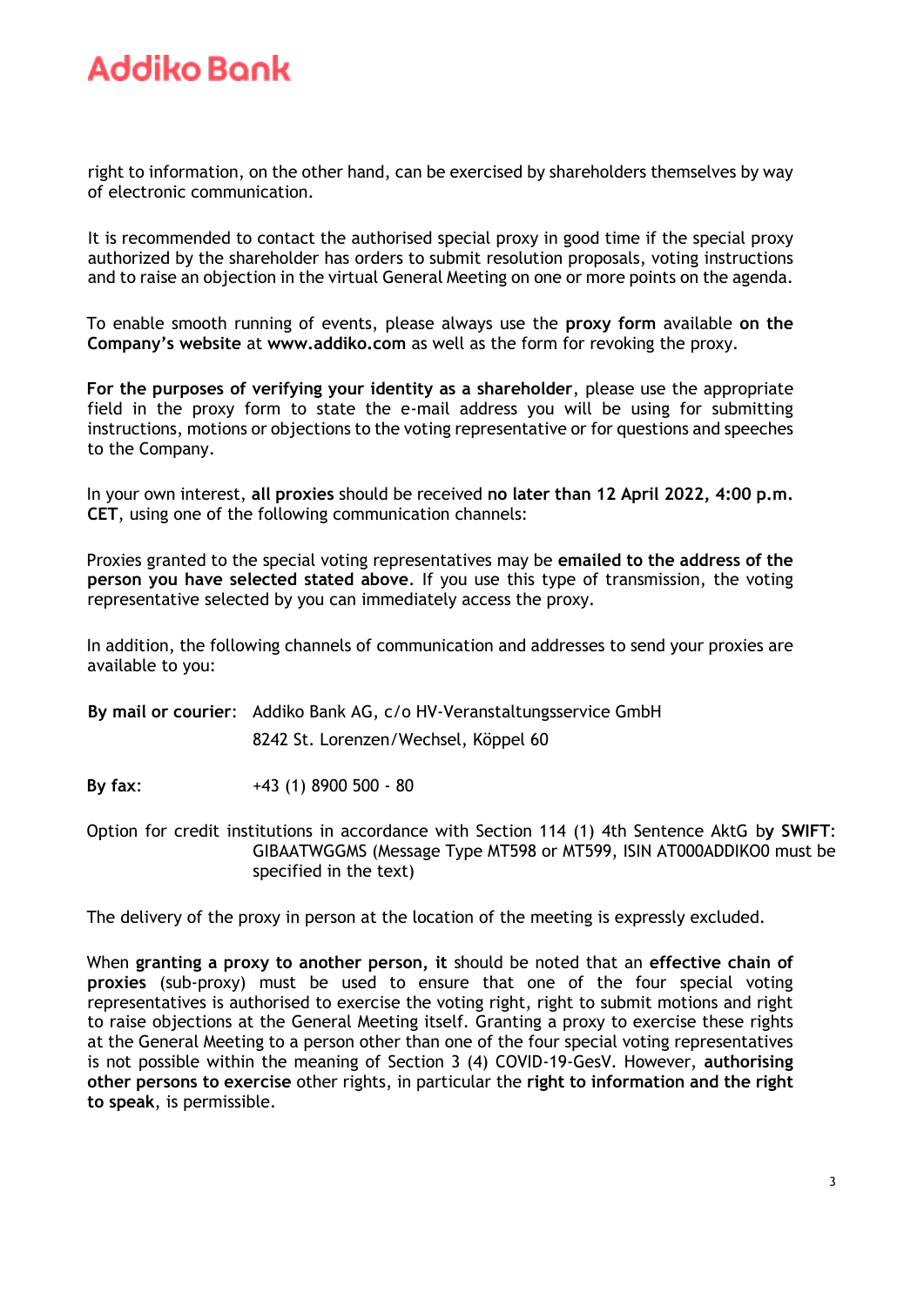right to information, on the other hand, can be exercised by shareholders themselves by way of electronic communication.

It is recommended to contact the authorised special proxy in good time if the special proxy authorized by the shareholder has orders to submit resolution proposals, voting instructions and to raise an objection in the virtual General Meeting on one or more points on the agenda.

To enable smooth running of events, please always use the **proxy form** available **on the Company's website** at **www.addiko.com** as well as the form for revoking the proxy.

**For the purposes of verifying your identity as a shareholder**, please use the appropriate field in the proxy form to state the e-mail address you will be using for submitting instructions, motions or objections to the voting representative or for questions and speeches to the Company.

In your own interest, **all proxies** should be received **no later than 12 April 2022, 4:00 p.m. CET**, using one of the following communication channels:

Proxies granted to the special voting representatives may be **emailed to the address of the person you have selected stated above**. If you use this type of transmission, the voting representative selected by you can immediately access the proxy.

In addition, the following channels of communication and addresses to send your proxies are available to you:

**By mail or courier**: Addiko Bank AG, c/o HV-Veranstaltungsservice GmbH
8242 St. Lorenzen/Wechsel, Köppel 60

**By fax**: +43 (1) 8900 500 - 80

Option for credit institutions in accordance with Section 114 (1) 4th Sentence AktG b**y SWIFT**: GIBAATWGGMS (Message Type MT598 or MT599, ISIN AT000ADDIKO0 must be specified in the text)

The delivery of the proxy in person at the location of the meeting is expressly excluded.

When **granting a proxy to another person, it** should be noted that an **effective chain of proxies** (sub-proxy) must be used to ensure that one of the four special voting representatives is authorised to exercise the voting right, right to submit motions and right to raise objections at the General Meeting itself. Granting a proxy to exercise these rights at the General Meeting to a person other than one of the four special voting representatives is not possible within the meaning of Section 3 (4) COVID-19-GesV. However, **authorising other persons to exercise** other rights, in particular the **right to information and the right to speak**, is permissible.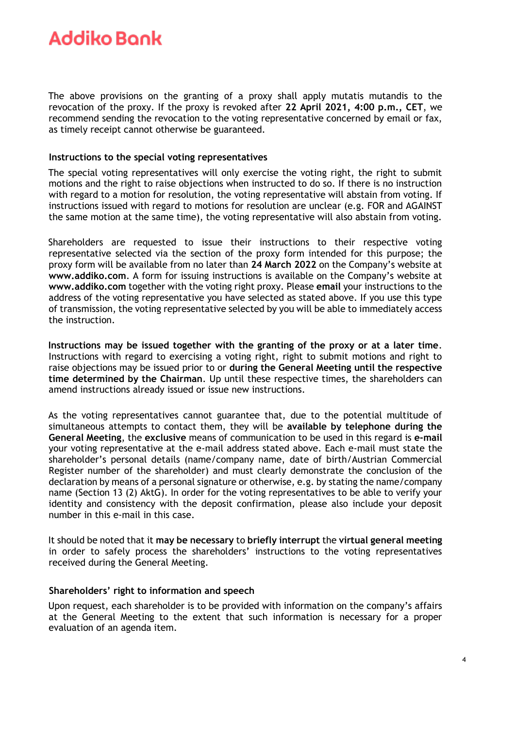The above provisions on the granting of a proxy shall apply mutatis mutandis to the revocation of the proxy. If the proxy is revoked after **22 April 2021, 4:00 p.m., CET**, we recommend sending the revocation to the voting representative concerned by email or fax, as timely receipt cannot otherwise be guaranteed.

### Instructions to the special voting representatives

The special voting representatives will only exercise the voting right, the right to submit motions and the right to raise objections when instructed to do so. If there is no instruction with regard to a motion for resolution, the voting representative will abstain from voting. If instructions issued with regard to motions for resolution are unclear (e.g. FOR and AGAINST the same motion at the same time), the voting representative will also abstain from voting.

Shareholders are requested to issue their instructions to their respective voting representative selected via the section of the proxy form intended for this purpose; the proxy form will be available from no later than **24 March 2022** on the Company's website at **www.addiko.com**. A form for issuing instructions is available on the Company's website at **www.addiko.com** together with the voting right proxy. Please **email** your instructions to the address of the voting representative you have selected as stated above. If you use this type of transmission, the voting representative selected by you will be able to immediately access the instruction.

**Instructions may be issued together with the granting of the proxy or at a later time**. Instructions with regard to exercising a voting right, right to submit motions and right to raise objections may be issued prior to or **during the General Meeting until the respective time determined by the Chairman**. Up until these respective times, the shareholders can amend instructions already issued or issue new instructions.

As the voting representatives cannot guarantee that, due to the potential multitude of simultaneous attempts to contact them, they will be **available by telephone during the General Meeting**, the **exclusive** means of communication to be used in this regard is **e-mail** your voting representative at the e-mail address stated above. Each e-mail must state the shareholder's personal details (name/company name, date of birth/Austrian Commercial Register number of the shareholder) and must clearly demonstrate the conclusion of the declaration by means of a personal signature or otherwise, e.g. by stating the name/company name (Section 13 (2) AktG). In order for the voting representatives to be able to verify your identity and consistency with the deposit confirmation, please also include your deposit number in this e-mail in this case.

It should be noted that it **may be necessary** to **briefly interrupt** the **virtual general meeting** in order to safely process the shareholders' instructions to the voting representatives received during the General Meeting.

### Shareholders' right to information and speech

Upon request, each shareholder is to be provided with information on the company's affairs at the General Meeting to the extent that such information is necessary for a proper evaluation of an agenda item.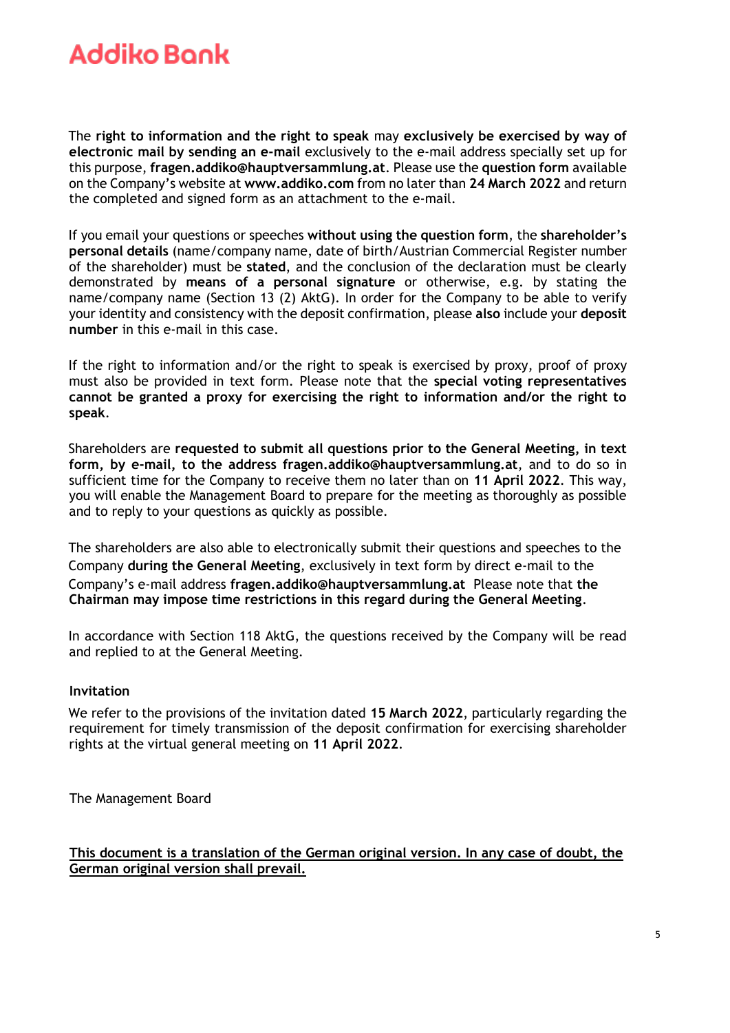The **right to information and the right to speak** may **exclusively be exercised by way of electronic mail by sending an e-mail** exclusively to the e-mail address specially set up for this purpose, **fragen.addiko@hauptversammlung.at**. Please use the **question form** available on the Company's website at **www.addiko.com** from no later than **24 March 2022** and return the completed and signed form as an attachment to the e-mail.

If you email your questions or speeches **without using the question form**, the **shareholder's personal details** (name/company name, date of birth/Austrian Commercial Register number of the shareholder) must be **stated**, and the conclusion of the declaration must be clearly demonstrated by **means of a personal signature** or otherwise, e.g. by stating the name/company name (Section 13 (2) AktG). In order for the Company to be able to verify your identity and consistency with the deposit confirmation, please **also** include your **deposit number** in this e-mail in this case.

If the right to information and/or the right to speak is exercised by proxy, proof of proxy must also be provided in text form. Please note that the **special voting representatives cannot be granted a proxy for exercising the right to information and/or the right to speak**.

Shareholders are **requested to submit all questions prior to the General Meeting, in text form, by e-mail, to the address fragen.addiko@hauptversammlung.at**, and to do so in sufficient time for the Company to receive them no later than on **11 April 2022**. This way, you will enable the Management Board to prepare for the meeting as thoroughly as possible and to reply to your questions as quickly as possible.

The shareholders are also able to electronically submit their questions and speeches to the Company **during the General Meeting**, exclusively in text form by direct e-mail to the Company's e-mail address **fragen.addiko@hauptversammlung.at** Please note that **the Chairman may impose time restrictions in this regard during the General Meeting**.

In accordance with Section 118 AktG, the questions received by the Company will be read and replied to at the General Meeting.

**Invitation**

We refer to the provisions of the invitation dated **15 March 2022**, particularly regarding the requirement for timely transmission of the deposit confirmation for exercising shareholder rights at the virtual general meeting on **11 April 2022**.

The Management Board

**This document is a translation of the German original version. In any case of doubt, the German original version shall prevail.**